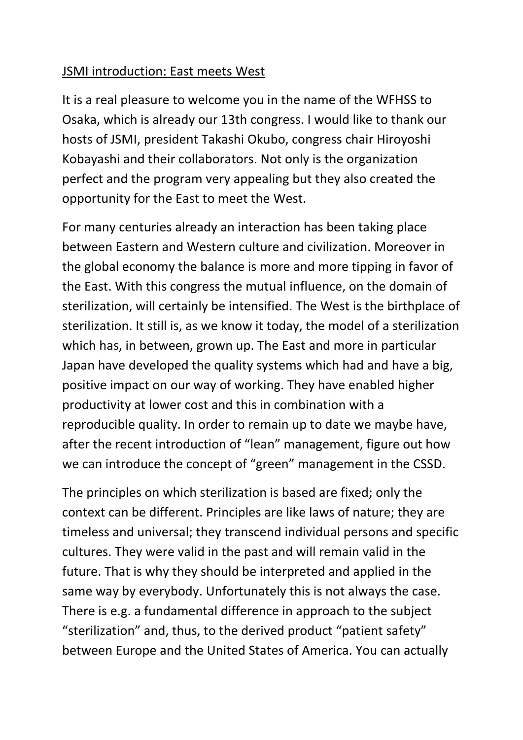# JSMI introduction: East meets West

It is a real pleasure to welcome you in the name of the WFHSS to Osaka, which is already our 13th congress. I would like to thank our hosts of JSMI, president Takashi Okubo, congress chair Hiroyoshi Kobayashi and their collaborators. Not only is the organization perfect and the program very appealing but they also created the opportunity for the East to meet the West.

For many centuries already an interaction has been taking place between Eastern and Western culture and civilization. Moreover in the global economy the balance is more and more tipping in favor of the East. With this congress the mutual influence, on the domain of sterilization, will certainly be intensified. The West is the birthplace of sterilization. It still is, as we know it today, the model of a sterilization which has, in between, grown up. The East and more in particular Japan have developed the quality systems which had and have a big, positive impact on our way of working. They have enabled higher productivity at lower cost and this in combination with a reproducible quality. In order to remain up to date we maybe have, after the recent introduction of "lean" management, figure out how we can introduce the concept of "green" management in the CSSD.

The principles on which sterilization is based are fixed; only the context can be different. Principles are like laws of nature; they are timeless and universal; they transcend individual persons and specific cultures. They were valid in the past and will remain valid in the future. That is why they should be interpreted and applied in the same way by everybody. Unfortunately this is not always the case. There is e.g. a fundamental difference in approach to the subject "sterilization" and, thus, to the derived product "patient safety" between Europe and the United States of America. You can actually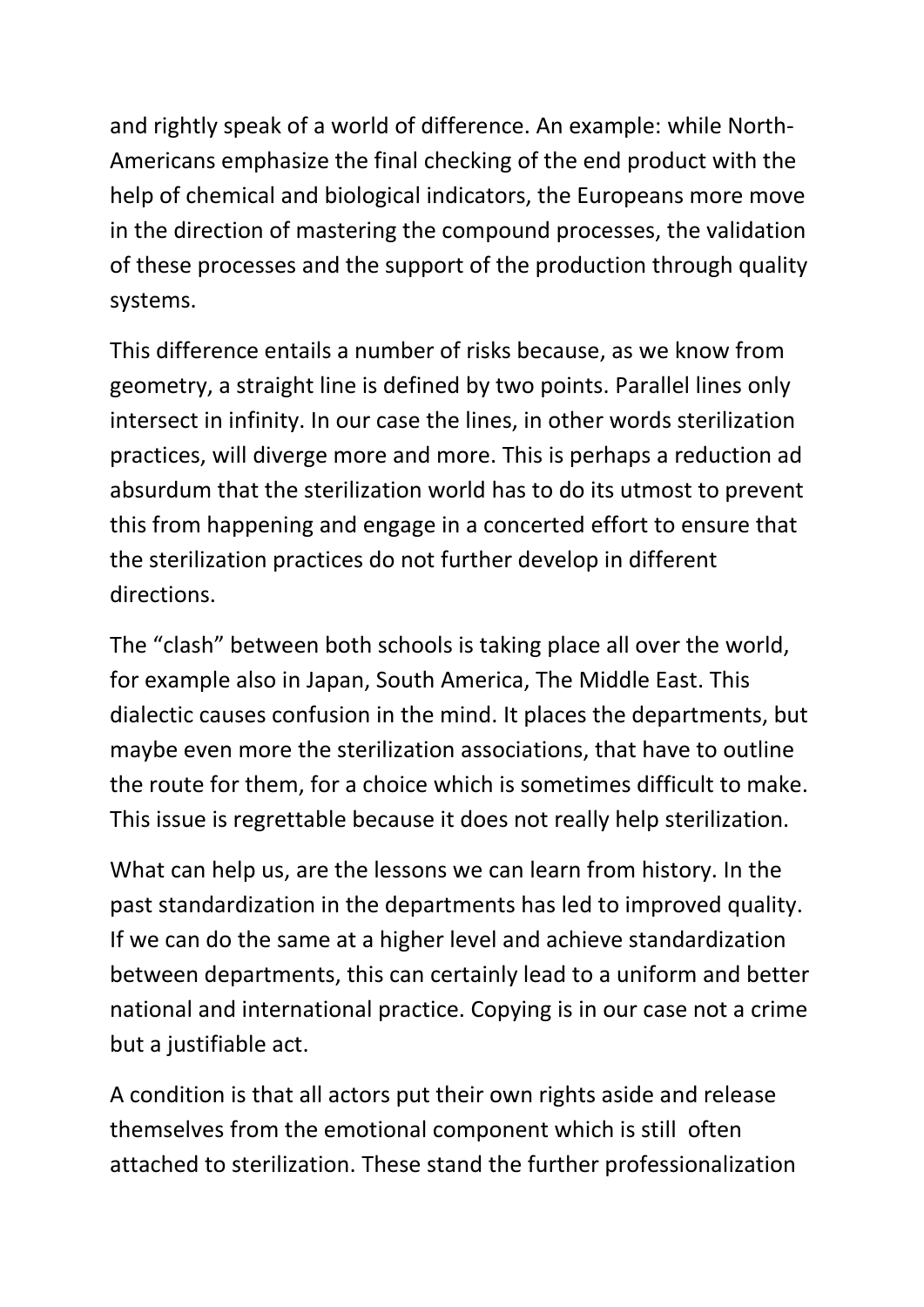and rightly speak of a world of difference. An example: while North-Americans emphasize the final checking of the end product with the help of chemical and biological indicators, the Europeans more move in the direction of mastering the compound processes, the validation of these processes and the support of the production through quality systems.

This difference entails a number of risks because, as we know from geometry, a straight line is defined by two points. Parallel lines only intersect in infinity. In our case the lines, in other words sterilization practices, will diverge more and more. This is perhaps a reduction ad absurdum that the sterilization world has to do its utmost to prevent this from happening and engage in a concerted effort to ensure that the sterilization practices do not further develop in different directions.

The "clash" between both schools is taking place all over the world, for example also in Japan, South America, The Middle East. This dialectic causes confusion in the mind. It places the departments, but maybe even more the sterilization associations, that have to outline the route for them, for a choice which is sometimes difficult to make. This issue is regrettable because it does not really help sterilization.

What can help us, are the lessons we can learn from history. In the past standardization in the departments has led to improved quality. If we can do the same at a higher level and achieve standardization between departments, this can certainly lead to a uniform and better national and international practice. Copying is in our case not a crime but a justifiable act.

A condition is that all actors put their own rights aside and release themselves from the emotional component which is still often attached to sterilization. These stand the further professionalization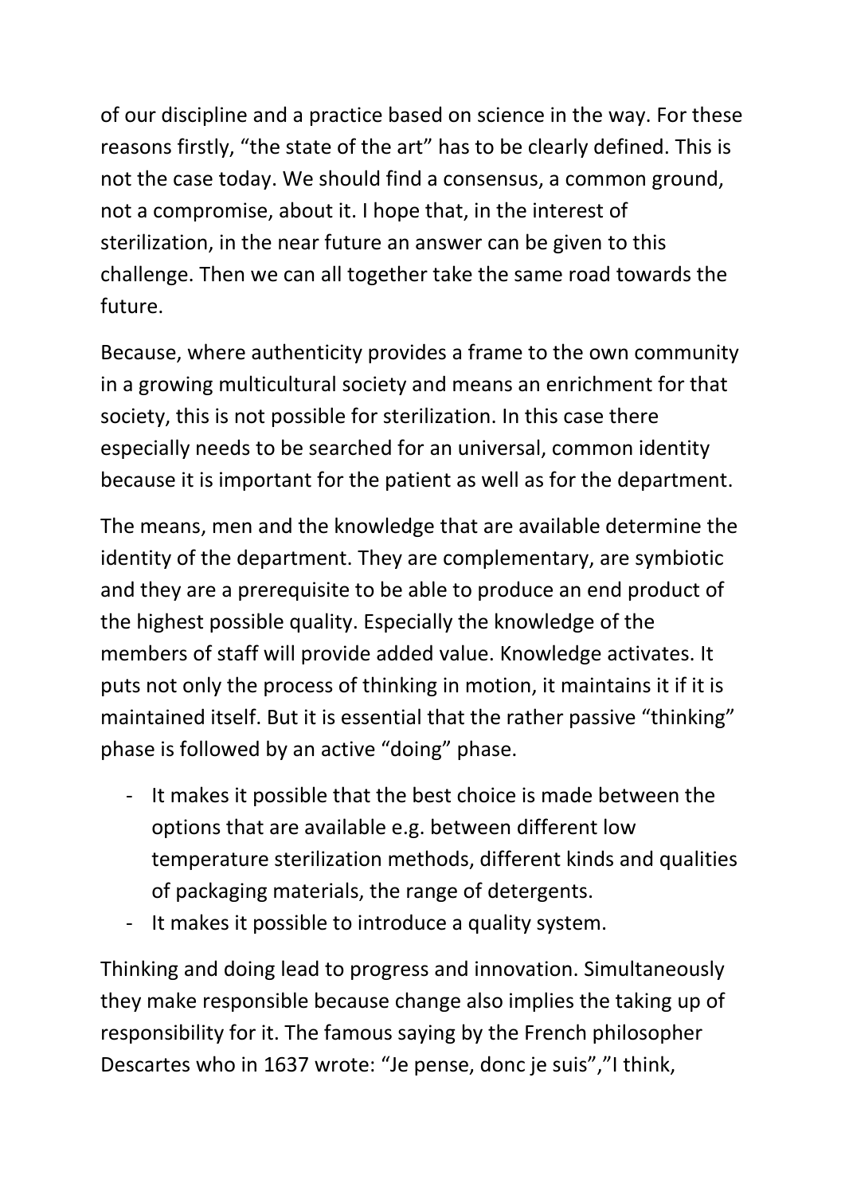of our discipline and a practice based on science in the way. For these reasons firstly, “the state of the art” has to be clearly defined. This is not the case today. We should find a consensus, a common ground, not a compromise, about it. I hope that, in the interest of sterilization, in the near future an answer can be given to this challenge. Then we can all together take the same road towards the future.

Because, where authenticity provides a frame to the own community in a growing multicultural society and means an enrichment for that society, this is not possible for sterilization. In this case there especially needs to be searched for an universal, common identity because it is important for the patient as well as for the department.

The means, men and the knowledge that are available determine the identity of the department. They are complementary, are symbiotic and they are a prerequisite to be able to produce an end product of the highest possible quality. Especially the knowledge of the members of staff will provide added value. Knowledge activates. It puts not only the process of thinking in motion, it maintains it if it is maintained itself. But it is essential that the rather passive “thinking” phase is followed by an active “doing” phase.

- It makes it possible that the best choice is made between the options that are available e.g. between different low temperature sterilization methods, different kinds and qualities of packaging materials, the range of detergents.
- It makes it possible to introduce a quality system.

Thinking and doing lead to progress and innovation. Simultaneously they make responsible because change also implies the taking up of responsibility for it. The famous saying by the French philosopher Descartes who in 1637 wrote: “Je pense, donc je suis”,”I think,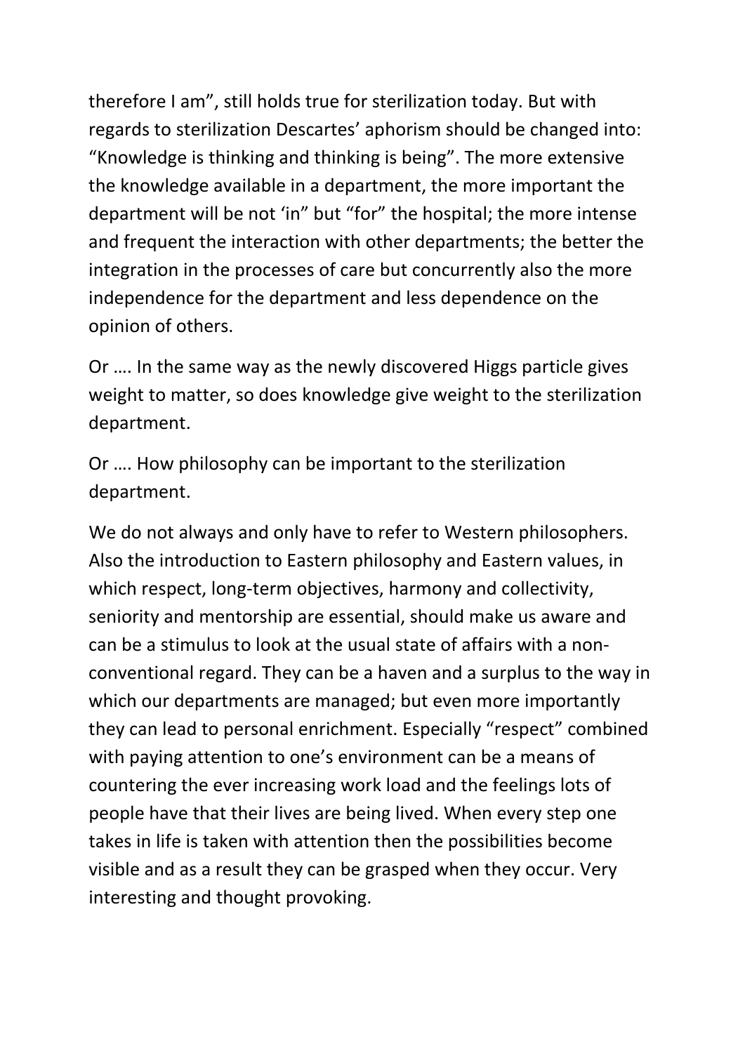therefore I am", still holds true for sterilization today. But with regards to sterilization Descartes' aphorism should be changed into: "Knowledge is thinking and thinking is being". The more extensive the knowledge available in a department, the more important the department will be not 'in" but "for" the hospital; the more intense and frequent the interaction with other departments; the better the integration in the processes of care but concurrently also the more independence for the department and less dependence on the opinion of others.

Or …. In the same way as the newly discovered Higgs particle gives weight to matter, so does knowledge give weight to the sterilization department.

Or …. How philosophy can be important to the sterilization department.

We do not always and only have to refer to Western philosophers. Also the introduction to Eastern philosophy and Eastern values, in which respect, long-term objectives, harmony and collectivity, seniority and mentorship are essential, should make us aware and can be a stimulus to look at the usual state of affairs with a non-conventional regard. They can be a haven and a surplus to the way in which our departments are managed; but even more importantly they can lead to personal enrichment. Especially "respect" combined with paying attention to one's environment can be a means of countering the ever increasing work load and the feelings lots of people have that their lives are being lived. When every step one takes in life is taken with attention then the possibilities become visible and as a result they can be grasped when they occur. Very interesting and thought provoking.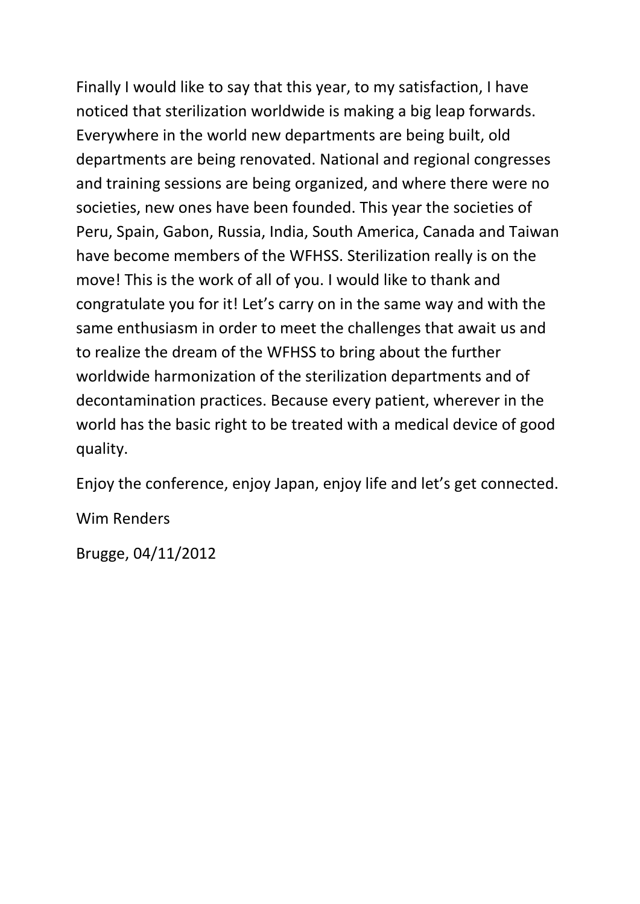Finally I would like to say that this year, to my satisfaction, I have noticed that sterilization worldwide is making a big leap forwards. Everywhere in the world new departments are being built, old departments are being renovated. National and regional congresses and training sessions are being organized, and where there were no societies, new ones have been founded. This year the societies of Peru, Spain, Gabon, Russia, India, South America, Canada and Taiwan have become members of the WFHSS. Sterilization really is on the move! This is the work of all of you. I would like to thank and congratulate you for it! Let's carry on in the same way and with the same enthusiasm in order to meet the challenges that await us and to realize the dream of the WFHSS to bring about the further worldwide harmonization of the sterilization departments and of decontamination practices. Because every patient, wherever in the world has the basic right to be treated with a medical device of good quality.

Enjoy the conference, enjoy Japan, enjoy life and let's get connected.

Wim Renders

Brugge, 04/11/2012